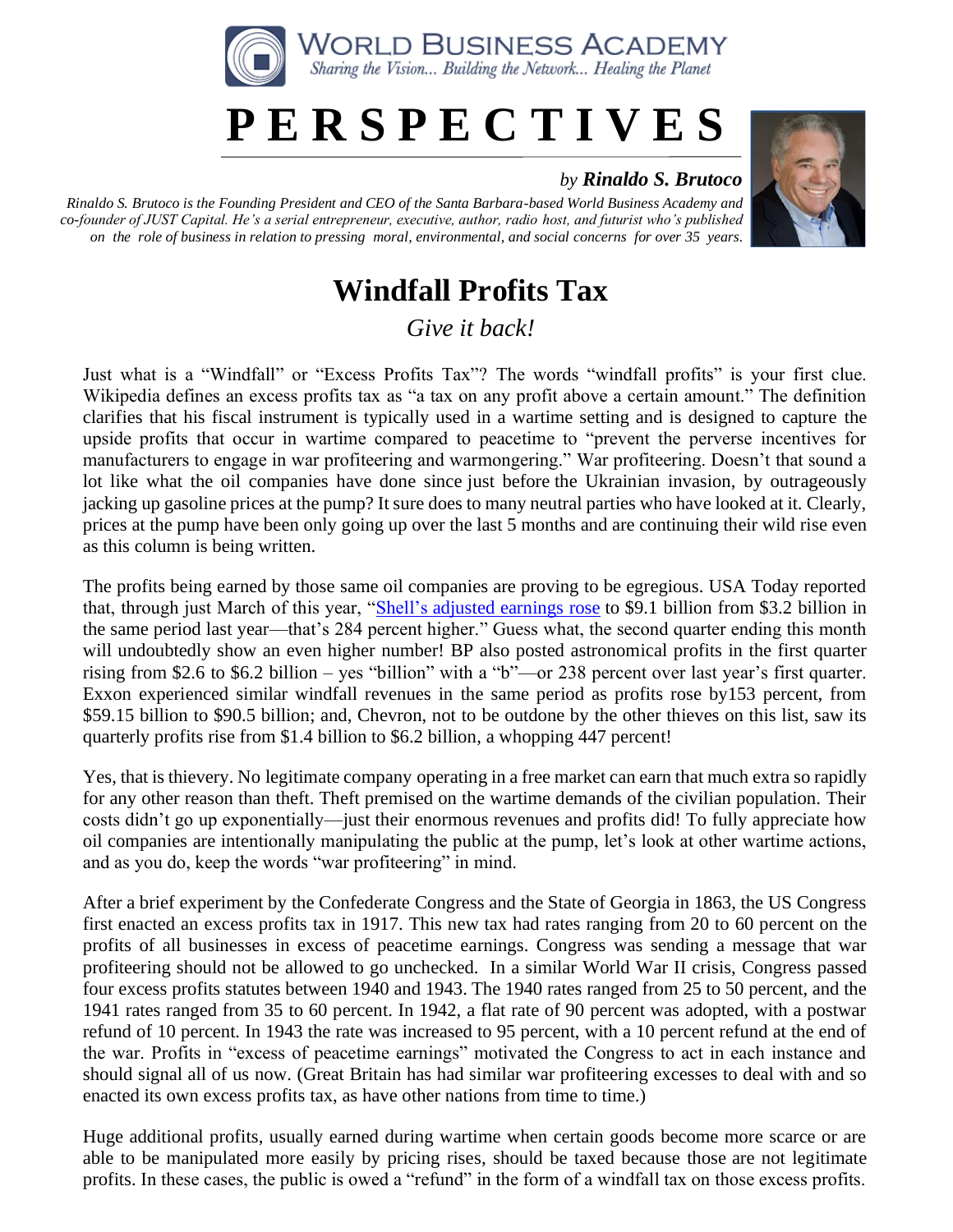World Business Academy
*Sharing the Vision... Building the Network... Healing the Planet*

# PERSPECTIVES

*by* ***Rinaldo S. Brutoco***

*Rinaldo S. Brutoco is the Founding President and CEO of the Santa Barbara-based World Business Academy and co-founder of JUST Capital. He's a serial entrepreneur, executive, author, radio host, and futurist who's published on the role of business in relation to pressing moral, environmental, and social concerns for over 35 years.*

## Windfall Profits Tax

*Give it back!*

Just what is a "Windfall" or "Excess Profits Tax"? The words "windfall profits" is your first clue. Wikipedia defines an excess profits tax as "a tax on any profit above a certain amount." The definition clarifies that his fiscal instrument is typically used in a wartime setting and is designed to capture the upside profits that occur in wartime compared to peacetime to "prevent the perverse incentives for manufacturers to engage in war profiteering and warmongering." War profiteering. Doesn't that sound a lot like what the oil companies have done since just before the Ukrainian invasion, by outrageously jacking up gasoline prices at the pump? It sure does to many neutral parties who have looked at it. Clearly, prices at the pump have been only going up over the last 5 months and are continuing their wild rise even as this column is being written.

The profits being earned by those same oil companies are proving to be egregious. USA Today reported that, through just March of this year, "[Shell's adjusted earnings rose] to $9.1 billion from $3.2 billion in the same period last year—that's 284 percent higher." Guess what, the second quarter ending this month will undoubtedly show an even higher number! BP also posted astronomical profits in the first quarter rising from $2.6 to $6.2 billion – yes "billion" with a "b"—or 238 percent over last year's first quarter. Exxon experienced similar windfall revenues in the same period as profits rose by153 percent, from $59.15 billion to $90.5 billion; and, Chevron, not to be outdone by the other thieves on this list, saw its quarterly profits rise from $1.4 billion to $6.2 billion, a whopping 447 percent!

Yes, that is thievery. No legitimate company operating in a free market can earn that much extra so rapidly for any other reason than theft. Theft premised on the wartime demands of the civilian population. Their costs didn't go up exponentially—just their enormous revenues and profits did! To fully appreciate how oil companies are intentionally manipulating the public at the pump, let's look at other wartime actions, and as you do, keep the words "war profiteering" in mind.

After a brief experiment by the Confederate Congress and the State of Georgia in 1863, the US Congress first enacted an excess profits tax in 1917. This new tax had rates ranging from 20 to 60 percent on the profits of all businesses in excess of peacetime earnings. Congress was sending a message that war profiteering should not be allowed to go unchecked. In a similar World War II crisis, Congress passed four excess profits statutes between 1940 and 1943. The 1940 rates ranged from 25 to 50 percent, and the 1941 rates ranged from 35 to 60 percent. In 1942, a flat rate of 90 percent was adopted, with a postwar refund of 10 percent. In 1943 the rate was increased to 95 percent, with a 10 percent refund at the end of the war. Profits in "excess of peacetime earnings" motivated the Congress to act in each instance and should signal all of us now. (Great Britain has had similar war profiteering excesses to deal with and so enacted its own excess profits tax, as have other nations from time to time.)

Huge additional profits, usually earned during wartime when certain goods become more scarce or are able to be manipulated more easily by pricing rises, should be taxed because those are not legitimate profits. In these cases, the public is owed a "refund" in the form of a windfall tax on those excess profits.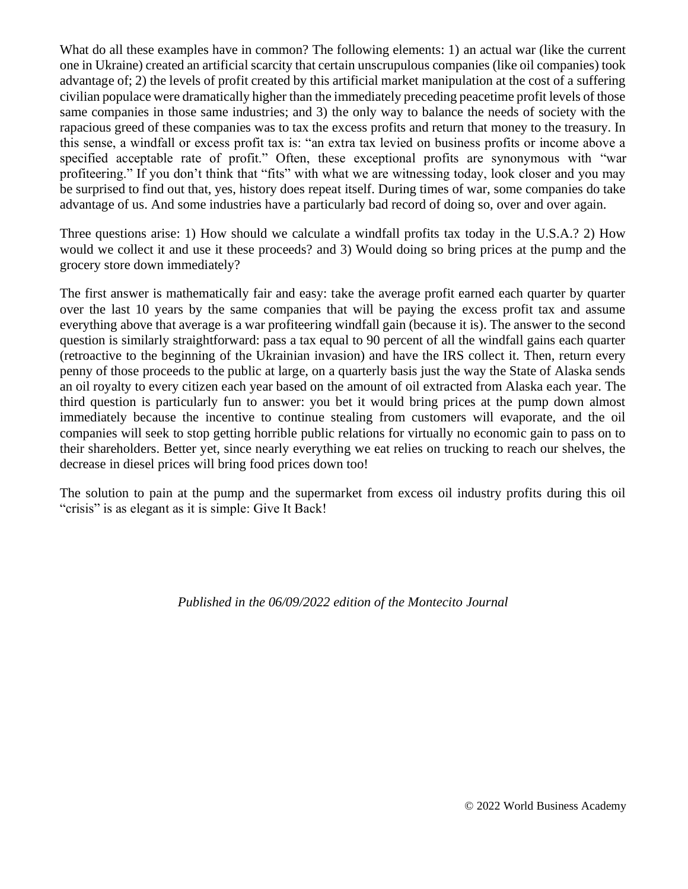What do all these examples have in common? The following elements: 1) an actual war (like the current one in Ukraine) created an artificial scarcity that certain unscrupulous companies (like oil companies) took advantage of; 2) the levels of profit created by this artificial market manipulation at the cost of a suffering civilian populace were dramatically higher than the immediately preceding peacetime profit levels of those same companies in those same industries; and 3) the only way to balance the needs of society with the rapacious greed of these companies was to tax the excess profits and return that money to the treasury. In this sense, a windfall or excess profit tax is: "an extra tax levied on business profits or income above a specified acceptable rate of profit." Often, these exceptional profits are synonymous with "war profiteering." If you don't think that "fits" with what we are witnessing today, look closer and you may be surprised to find out that, yes, history does repeat itself. During times of war, some companies do take advantage of us. And some industries have a particularly bad record of doing so, over and over again.

Three questions arise: 1) How should we calculate a windfall profits tax today in the U.S.A.? 2) How would we collect it and use it these proceeds? and 3) Would doing so bring prices at the pump and the grocery store down immediately?

The first answer is mathematically fair and easy: take the average profit earned each quarter by quarter over the last 10 years by the same companies that will be paying the excess profit tax and assume everything above that average is a war profiteering windfall gain (because it is). The answer to the second question is similarly straightforward: pass a tax equal to 90 percent of all the windfall gains each quarter (retroactive to the beginning of the Ukrainian invasion) and have the IRS collect it. Then, return every penny of those proceeds to the public at large, on a quarterly basis just the way the State of Alaska sends an oil royalty to every citizen each year based on the amount of oil extracted from Alaska each year. The third question is particularly fun to answer: you bet it would bring prices at the pump down almost immediately because the incentive to continue stealing from customers will evaporate, and the oil companies will seek to stop getting horrible public relations for virtually no economic gain to pass on to their shareholders. Better yet, since nearly everything we eat relies on trucking to reach our shelves, the decrease in diesel prices will bring food prices down too!

The solution to pain at the pump and the supermarket from excess oil industry profits during this oil "crisis" is as elegant as it is simple: Give It Back!

*Published in the 06/09/2022 edition of the Montecito Journal*

© 2022 World Business Academy